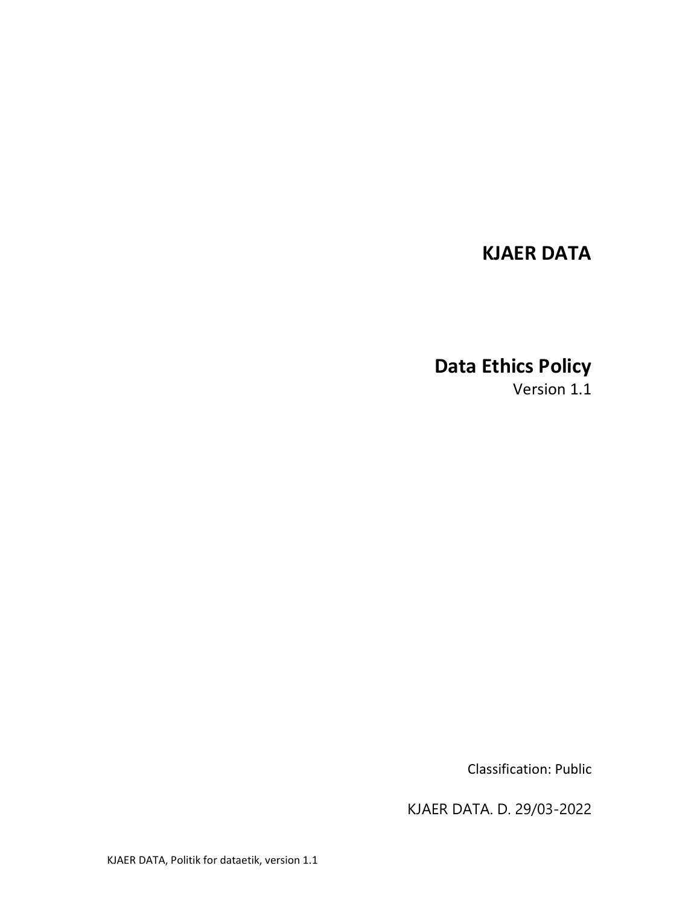# KJAER DATA

## Data Ethics Policy

Version 1.1

Classification: Public

KJAER DATA. D. 29/03-2022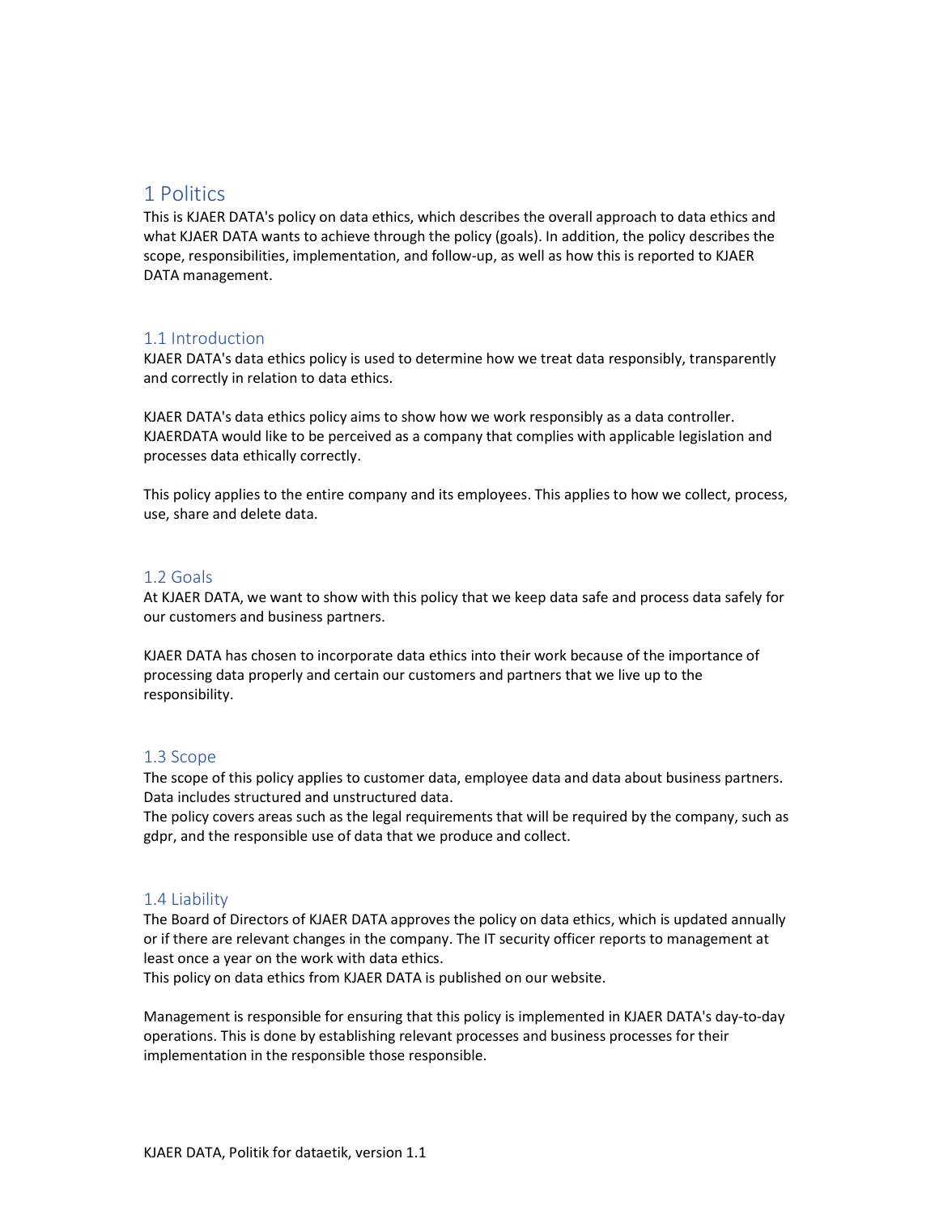# 1 Politics

This is KJAER DATA's policy on data ethics, which describes the overall approach to data ethics and what KJAER DATA wants to achieve through the policy (goals). In addition, the policy describes the scope, responsibilities, implementation, and follow-up, as well as how this is reported to KJAER DATA management.

## 1.1 Introduction

KJAER DATA's data ethics policy is used to determine how we treat data responsibly, transparently and correctly in relation to data ethics.

KJAER DATA's data ethics policy aims to show how we work responsibly as a data controller. KJAERDATA would like to be perceived as a company that complies with applicable legislation and processes data ethically correctly.

This policy applies to the entire company and its employees. This applies to how we collect, process, use, share and delete data.

## 1.2 Goals

At KJAER DATA, we want to show with this policy that we keep data safe and process data safely for our customers and business partners.

KJAER DATA has chosen to incorporate data ethics into their work because of the importance of processing data properly and certain our customers and partners that we live up to the responsibility.

## 1.3 Scope

The scope of this policy applies to customer data, employee data and data about business partners. Data includes structured and unstructured data.
The policy covers areas such as the legal requirements that will be required by the company, such as gdpr, and the responsible use of data that we produce and collect.

## 1.4 Liability

The Board of Directors of KJAER DATA approves the policy on data ethics, which is updated annually or if there are relevant changes in the company. The IT security officer reports to management at least once a year on the work with data ethics.
This policy on data ethics from KJAER DATA is published on our website.

Management is responsible for ensuring that this policy is implemented in KJAER DATA's day-to-day operations. This is done by establishing relevant processes and business processes for their implementation in the responsible those responsible.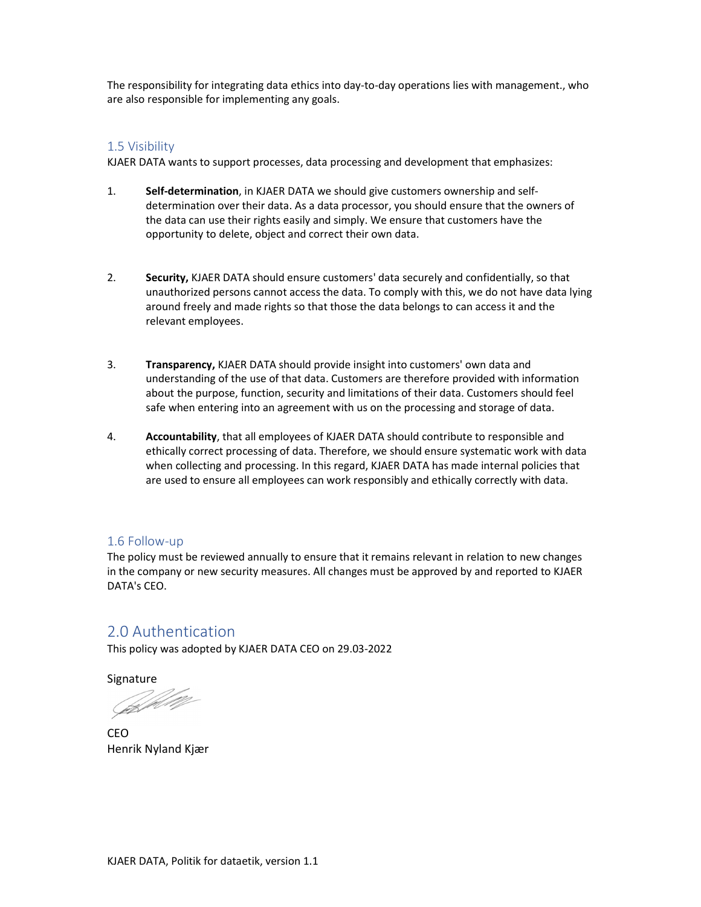The responsibility for integrating data ethics into day-to-day operations lies with management., who are also responsible for implementing any goals.

### 1.5 Visibility

KJAER DATA wants to support processes, data processing and development that emphasizes:

1. **Self-determination**, in KJAER DATA we should give customers ownership and self-determination over their data. As a data processor, you should ensure that the owners of the data can use their rights easily and simply. We ensure that customers have the opportunity to delete, object and correct their own data.

2. **Security,** KJAER DATA should ensure customers' data securely and confidentially, so that unauthorized persons cannot access the data. To comply with this, we do not have data lying around freely and made rights so that those the data belongs to can access it and the relevant employees.

3. **Transparency,** KJAER DATA should provide insight into customers' own data and understanding of the use of that data. Customers are therefore provided with information about the purpose, function, security and limitations of their data. Customers should feel safe when entering into an agreement with us on the processing and storage of data.

4. **Accountability**, that all employees of KJAER DATA should contribute to responsible and ethically correct processing of data. Therefore, we should ensure systematic work with data when collecting and processing. In this regard, KJAER DATA has made internal policies that are used to ensure all employees can work responsibly and ethically correctly with data.

### 1.6 Follow-up

The policy must be reviewed annually to ensure that it remains relevant in relation to new changes in the company or new security measures. All changes must be approved by and reported to KJAER DATA's CEO.

## 2.0 Authentication

This policy was adopted by KJAER DATA CEO on 29.03-2022

Signature

CEO
Henrik Nyland Kjær